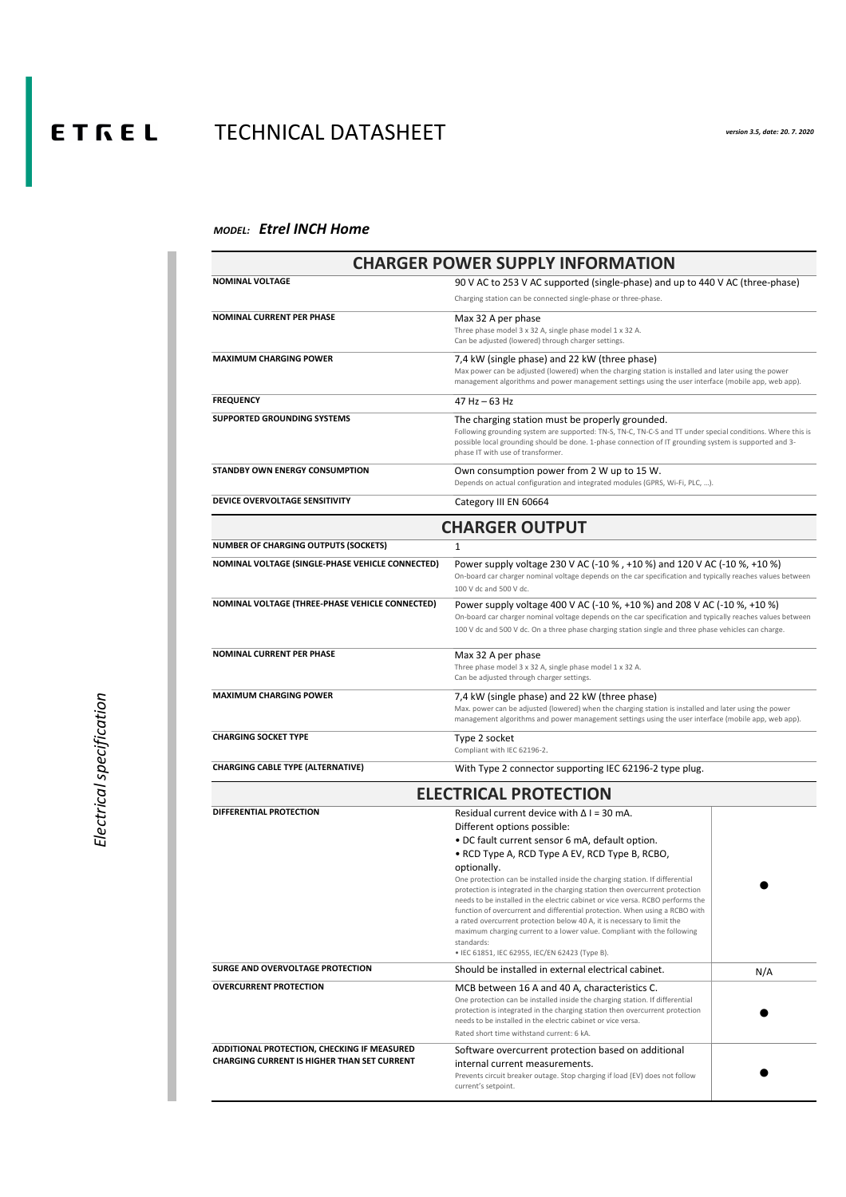# ETREL TECHNICAL DATASHEET

*version 3.5, date: 20. 7. 2020*

***MODEL:*** ***Etrel INCH Home***

*Electrical specification*

## CHARGER POWER SUPPLY INFORMATION

| | |
|---|---|
| **NOMINAL VOLTAGE** | 90 V AC to 253 V AC supported (single-phase) and up to 440 V AC (three-phase)<br>Charging station can be connected single-phase or three-phase. |
| **NOMINAL CURRENT PER PHASE** | Max 32 A per phase<br>Three phase model 3 x 32 A, single phase model 1 x 32 A.<br>Can be adjusted (lowered) through charger settings. |
| **MAXIMUM CHARGING POWER** | 7,4 kW (single phase) and 22 kW (three phase)<br>Max power can be adjusted (lowered) when the charging station is installed and later using the power management algorithms and power management settings using the user interface (mobile app, web app). |
| **FREQUENCY** | 47 Hz – 63 Hz |
| **SUPPORTED GROUNDING SYSTEMS** | The charging station must be properly grounded.<br>Following grounding system are supported: TN-S, TN-C, TN-C-S and TT under special conditions. Where this is possible local grounding should be done. 1-phase connection of IT grounding system is supported and 3-phase IT with use of transformer. |
| **STANDBY OWN ENERGY CONSUMPTION** | Own consumption power from 2 W up to 15 W.<br>Depends on actual configuration and integrated modules (GPRS, Wi-Fi, PLC, …). |
| **DEVICE OVERVOLTAGE SENSITIVITY** | Category III EN 60664 |

## CHARGER OUTPUT

| | |
|---|---|
| **NUMBER OF CHARGING OUTPUTS (SOCKETS)** | 1 |
| **NOMINAL VOLTAGE (SINGLE-PHASE VEHICLE CONNECTED)** | Power supply voltage 230 V AC (-10 % , +10 %) and 120 V AC (-10 %, +10 %)<br>On-board car charger nominal voltage depends on the car specification and typically reaches values between 100 V dc and 500 V dc. |
| **NOMINAL VOLTAGE (THREE-PHASE VEHICLE CONNECTED)** | Power supply voltage 400 V AC (-10 %, +10 %) and 208 V AC (-10 %, +10 %)<br>On-board car charger nominal voltage depends on the car specification and typically reaches values between 100 V dc and 500 V dc. On a three phase charging station single and three phase vehicles can charge. |
| **NOMINAL CURRENT PER PHASE** | Max 32 A per phase<br>Three phase model 3 x 32 A, single phase model 1 x 32 A.<br>Can be adjusted through charger settings. |
| **MAXIMUM CHARGING POWER** | 7,4 kW (single phase) and 22 kW (three phase)<br>Max. power can be adjusted (lowered) when the charging station is installed and later using the power management algorithms and power management settings using the user interface (mobile app, web app). |
| **CHARGING SOCKET TYPE** | Type 2 socket<br>Compliant with IEC 62196-2. |
| **CHARGING CABLE TYPE (ALTERNATIVE)** | With Type 2 connector supporting IEC 62196-2 type plug. |

## ELECTRICAL PROTECTION

| | | |
|---|---|---|
| **DIFFERENTIAL PROTECTION** | Residual current device with Δ I = 30 mA.<br>Different options possible:<br>• DC fault current sensor 6 mA, default option.<br>• RCD Type A, RCD Type A EV, RCD Type B, RCBO, optionally.<br>One protection can be installed inside the charging station. If differential protection is integrated in the charging station then overcurrent protection needs to be installed in the electric cabinet or vice versa. RCBO performs the function of overcurrent and differential protection. When using a RCBO with a rated overcurrent protection below 40 A, it is necessary to limit the maximum charging current to a lower value. Compliant with the following standards:<br>• IEC 61851, IEC 62955, IEC/EN 62423 (Type B). | ● |
| **SURGE AND OVERVOLTAGE PROTECTION** | Should be installed in external electrical cabinet. | N/A |
| **OVERCURRENT PROTECTION** | MCB between 16 A and 40 A, characteristics C.<br>One protection can be installed inside the charging station. If differential protection is integrated in the charging station then overcurrent protection needs to be installed in the electric cabinet or vice versa.<br>Rated short time withstand current: 6 kA. | ● |
| **ADDITIONAL PROTECTION, CHECKING IF MEASURED CHARGING CURRENT IS HIGHER THAN SET CURRENT** | Software overcurrent protection based on additional internal current measurements.<br>Prevents circuit breaker outage. Stop charging if load (EV) does not follow current's setpoint. | ● |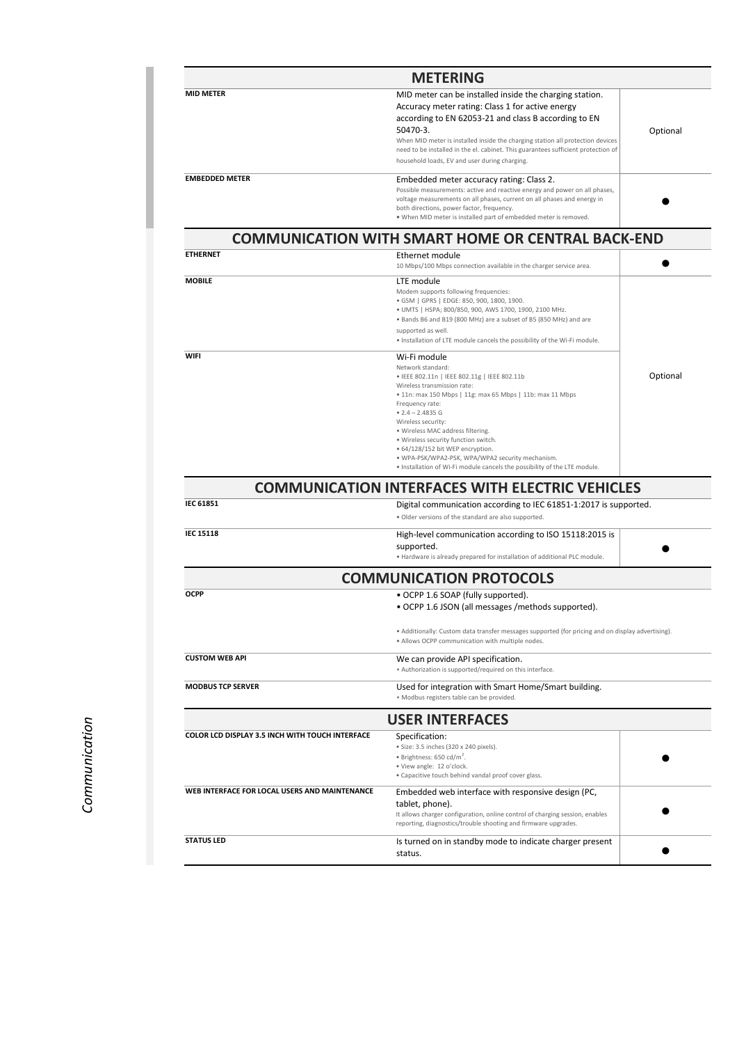## METERING

| Feature | Description | Availability |
|---|---|---|
| **MID METER** | MID meter can be installed inside the charging station. Accuracy meter rating: Class 1 for active energy according to EN 62053-21 and class B according to EN 50470-3. When MID meter is installed inside the charging station all protection devices need to be installed in the el. cabinet. This guarantees sufficient protection of household loads, EV and user during charging. | Optional |
| **EMBEDDED METER** | Embedded meter accuracy rating: Class 2. Possible measurements: active and reactive energy and power on all phases, voltage measurements on all phases, current on all phases and energy in both directions, power factor, frequency. • When MID meter is installed part of embedded meter is removed. | ● |

## COMMUNICATION WITH SMART HOME OR CENTRAL BACK-END

| Feature | Description | Availability |
|---|---|---|
| **ETHERNET** | Ethernet module<br>10 Mbps/100 Mbps connection available in the charger service area. | ● |
| **MOBILE** | LTE module<br>Modem supports following frequencies:<br>• GSM \| GPRS \| EDGE: 850, 900, 1800, 1900.<br>• UMTS \| HSPA; 800/850, 900, AWS 1700, 1900, 2100 MHz.<br>• Bands B6 and B19 (800 MHz) are a subset of B5 (850 MHz) and are supported as well.<br>• Installation of LTE module cancels the possibility of the Wi-Fi module. | Optional |
| **WIFI** | Wi-Fi module<br>Network standard:<br>• IEEE 802.11n \| IEEE 802.11g \| IEEE 802.11b<br>Wireless transmission rate:<br>• 11n: max 150 Mbps \| 11g: max 65 Mbps \| 11b: max 11 Mbps<br>Frequency rate:<br>• 2.4 – 2.4835 G<br>Wireless security:<br>• Wireless MAC address filtering.<br>• Wireless security function switch.<br>• 64/128/152 bit WEP encryption.<br>• WPA-PSK/WPA2-PSK, WPA/WPA2 security mechanism.<br>• Installation of Wi-Fi module cancels the possibility of the LTE module. | Optional |

## COMMUNICATION INTERFACES WITH ELECTRIC VEHICLES

| Feature | Description | Availability |
|---|---|---|
| **IEC 61851** | Digital communication according to IEC 61851-1:2017 is supported.<br>• Older versions of the standard are also supported. | |
| **IEC 15118** | High-level communication according to ISO 15118:2015 is supported.<br>• Hardware is already prepared for installation of additional PLC module. | ● |

## COMMUNICATION PROTOCOLS

| Feature | Description |
|---|---|
| **OCPP** | • OCPP 1.6 SOAP (fully supported).<br>• OCPP 1.6 JSON (all messages /methods supported).<br><br>• Additionally: Custom data transfer messages supported (for pricing and on display advertising).<br>• Allows OCPP communication with multiple nodes. |
| **CUSTOM WEB API** | We can provide API specification.<br>• Authorization is supported/required on this interface. |
| **MODBUS TCP SERVER** | Used for integration with Smart Home/Smart building.<br>• Modbus registers table can be provided. |

## USER INTERFACES

| Feature | Description | Availability |
|---|---|---|
| **COLOR LCD DISPLAY 3.5 INCH WITH TOUCH INTERFACE** | Specification:<br>• Size: 3.5 inches (320 x 240 pixels).<br>• Brightness: 650 cd/m$^2$.<br>• View angle: 12 o'clock.<br>• Capacitive touch behind vandal proof cover glass. | ● |
| **WEB INTERFACE FOR LOCAL USERS AND MAINTENANCE** | Embedded web interface with responsive design (PC, tablet, phone).<br>It allows charger configuration, online control of charging session, enables reporting, diagnostics/trouble shooting and firmware upgrades. | ● |
| **STATUS LED** | Is turned on in standby mode to indicate charger present status. | ● |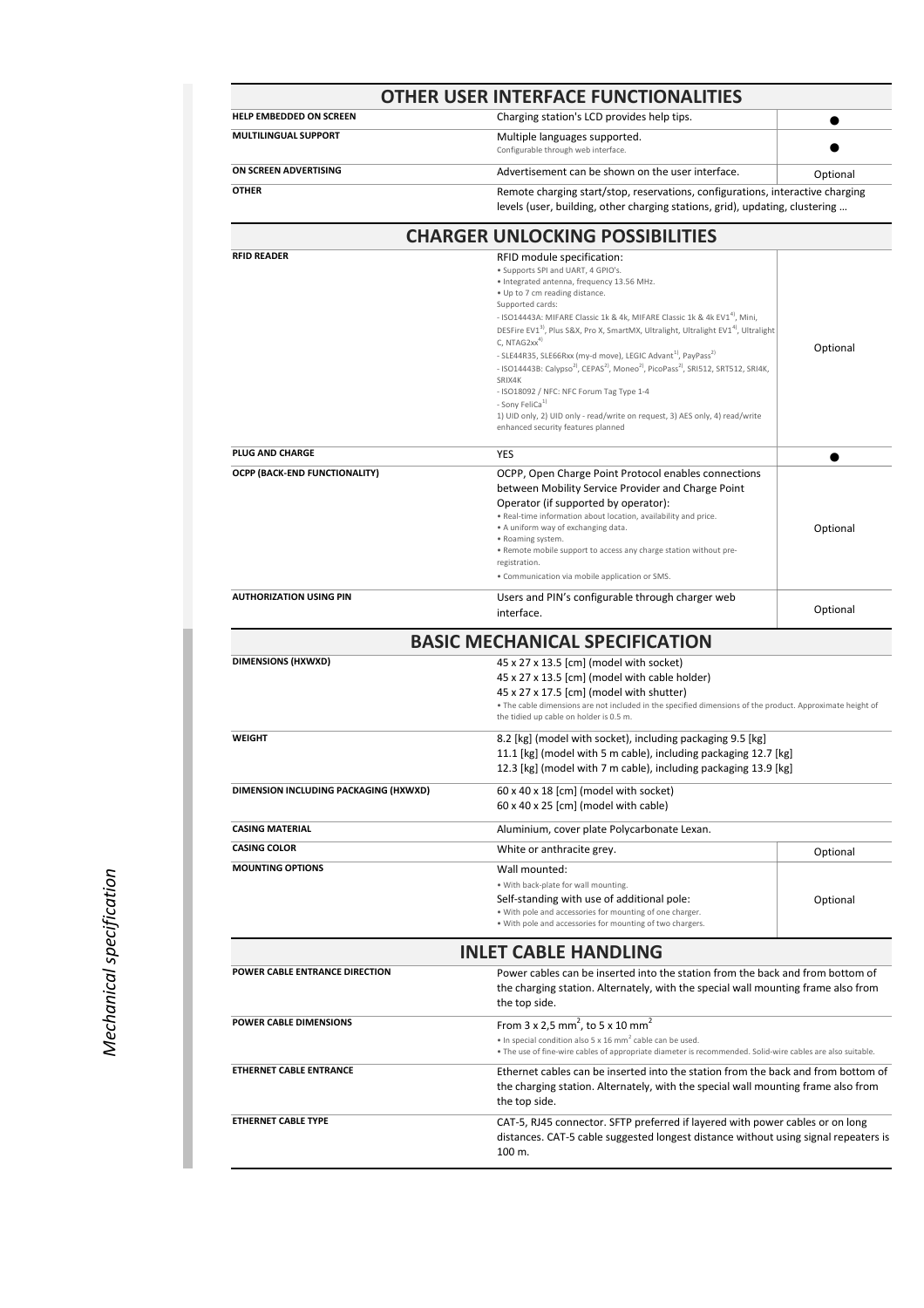## OTHER USER INTERFACE FUNCTIONALITIES

| | | |
|---|---|---|
| **HELP EMBEDDED ON SCREEN** | Charging station's LCD provides help tips. | ● |
| **MULTILINGUAL SUPPORT** | Multiple languages supported.<br>Configurable through web interface. | ● |
| **ON SCREEN ADVERTISING** | Advertisement can be shown on the user interface. | Optional |
| **OTHER** | Remote charging start/stop, reservations, configurations, interactive charging levels (user, building, other charging stations, grid), updating, clustering … | |

## CHARGER UNLOCKING POSSIBILITIES

| | | |
|---|---|---|
| **RFID READER** | RFID module specification:<br>• Supports SPI and UART, 4 GPIO's.<br>• Integrated antenna, frequency 13.56 MHz.<br>• Up to 7 cm reading distance.<br>Supported cards:<br>- ISO14443A: MIFARE Classic 1k & 4k, MIFARE Classic 1k & 4k EV1[4], Mini, DESFire EV1[3], Plus S&X, Pro X, SmartMX, Ultralight, Ultralight EV1[4], Ultralight C, NTAG2xx[4]<br>- SLE44R35, SLE66Rxx (my-d move), LEGIC Advant[1], PayPass[2]<br>- ISO14443B: Calypso[2], CEPAS[2], Moneo[2], PicoPass[2], SRI512, SRT512, SRI4K, SRIX4K<br>- ISO18092 / NFC: NFC Forum Tag Type 1-4<br>- Sony FeliCa[1]<br>1) UID only, 2) UID only - read/write on request, 3) AES only, 4) read/write enhanced security features planned | Optional |
| **PLUG AND CHARGE** | YES | ● |
| **OCPP (BACK-END FUNCTIONALITY)** | OCPP, Open Charge Point Protocol enables connections between Mobility Service Provider and Charge Point Operator (if supported by operator):<br>• Real-time information about location, availability and price.<br>• A uniform way of exchanging data.<br>• Roaming system.<br>• Remote mobile support to access any charge station without pre-registration.<br>• Communication via mobile application or SMS. | Optional |
| **AUTHORIZATION USING PIN** | Users and PIN's configurable through charger web interface. | Optional |

## BASIC MECHANICAL SPECIFICATION

| | | |
|---|---|---|
| **DIMENSIONS (HXWXD)** | 45 x 27 x 13.5 [cm] (model with socket)<br>45 x 27 x 13.5 [cm] (model with cable holder)<br>45 x 27 x 17.5 [cm] (model with shutter)<br>• The cable dimensions are not included in the specified dimensions of the product. Approximate height of the tidied up cable on holder is 0.5 m. | |
| **WEIGHT** | 8.2 [kg] (model with socket), including packaging 9.5 [kg]<br>11.1 [kg] (model with 5 m cable), including packaging 12.7 [kg]<br>12.3 [kg] (model with 7 m cable), including packaging 13.9 [kg] | |
| **DIMENSION INCLUDING PACKAGING (HXWXD)** | 60 x 40 x 18 [cm] (model with socket)<br>60 x 40 x 25 [cm] (model with cable) | |
| **CASING MATERIAL** | Aluminium, cover plate Polycarbonate Lexan. | |
| **CASING COLOR** | White or anthracite grey. | Optional |
| **MOUNTING OPTIONS** | Wall mounted:<br>• With back-plate for wall mounting.<br>Self-standing with use of additional pole:<br>• With pole and accessories for mounting of one charger.<br>• With pole and accessories for mounting of two chargers. | Optional |

## INLET CABLE HANDLING

| | |
|---|---|
| **POWER CABLE ENTRANCE DIRECTION** | Power cables can be inserted into the station from the back and from bottom of the charging station. Alternately, with the special wall mounting frame also from the top side. |
| **POWER CABLE DIMENSIONS** | From 3 x 2,5 $mm^2$, to 5 x 10 $mm^2$<br>• In special condition also 5 x 16 $mm^2$ cable can be used.<br>• The use of fine-wire cables of appropriate diameter is recommended. Solid-wire cables are also suitable. |
| **ETHERNET CABLE ENTRANCE** | Ethernet cables can be inserted into the station from the back and from bottom of the charging station. Alternately, with the special wall mounting frame also from the top side. |
| **ETHERNET CABLE TYPE** | CAT-5, RJ45 connector. SFTP preferred if layered with power cables or on long distances. CAT-5 cable suggested longest distance without using signal repeaters is 100 m. |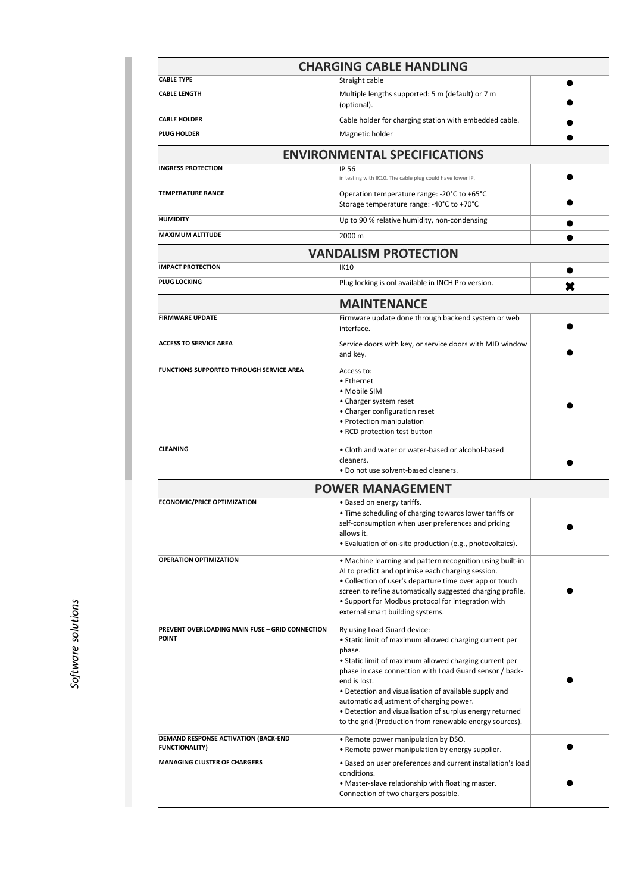| CHARGING CABLE HANDLING | | |
|---|---|---|
| **CABLE TYPE** | Straight cable | ● |
| **CABLE LENGTH** | Multiple lengths supported: 5 m (default) or 7 m (optional). | ● |
| **CABLE HOLDER** | Cable holder for charging station with embedded cable. | ● |
| **PLUG HOLDER** | Magnetic holder | ● |

| ENVIRONMENTAL SPECIFICATIONS | | |
|---|---|---|
| **INGRESS PROTECTION** | IP 56<br>in testing with IK10. The cable plug could have lower IP. | ● |
| **TEMPERATURE RANGE** | Operation temperature range: -20°C to +65°C<br>Storage temperature range: -40°C to +70°C | ● |
| **HUMIDITY** | Up to 90 % relative humidity, non-condensing | ● |
| **MAXIMUM ALTITUDE** | 2000 m | ● |

| VANDALISM PROTECTION | | |
|---|---|---|
| **IMPACT PROTECTION** | IK10 | ● |
| **PLUG LOCKING** | Plug locking is onl available in INCH Pro version. | ✖ |

| MAINTENANCE | | |
|---|---|---|
| **FIRMWARE UPDATE** | Firmware update done through backend system or web interface. | ● |
| **ACCESS TO SERVICE AREA** | Service doors with key, or service doors with MID window and key. | ● |
| **FUNCTIONS SUPPORTED THROUGH SERVICE AREA** | Access to:<br>• Ethernet<br>• Mobile SIM<br>• Charger system reset<br>• Charger configuration reset<br>• Protection manipulation<br>• RCD protection test button | ● |
| **CLEANING** | • Cloth and water or water-based or alcohol-based cleaners.<br>• Do not use solvent-based cleaners. | ● |

| POWER MANAGEMENT | | |
|---|---|---|
| **ECONOMIC/PRICE OPTIMIZATION** | • Based on energy tariffs.<br>• Time scheduling of charging towards lower tariffs or self-consumption when user preferences and pricing allows it.<br>• Evaluation of on-site production (e.g., photovoltaics). | ● |
| **OPERATION OPTIMIZATION** | • Machine learning and pattern recognition using built-in AI to predict and optimise each charging session.<br>• Collection of user's departure time over app or touch screen to refine automatically suggested charging profile.<br>• Support for Modbus protocol for integration with external smart building systems. | ● |
| **PREVENT OVERLOADING MAIN FUSE – GRID CONNECTION POINT** | By using Load Guard device:<br>• Static limit of maximum allowed charging current per phase.<br>• Static limit of maximum allowed charging current per phase in case connection with Load Guard sensor / back-end is lost.<br>• Detection and visualisation of available supply and automatic adjustment of charging power.<br>• Detection and visualisation of surplus energy returned to the grid (Production from renewable energy sources). | ● |
| **DEMAND RESPONSE ACTIVATION (BACK-END FUNCTIONALITY)** | • Remote power manipulation by DSO.<br>• Remote power manipulation by energy supplier. | ● |
| **MANAGING CLUSTER OF CHARGERS** | • Based on user preferences and current installation's load conditions.<br>• Master-slave relationship with floating master. Connection of two chargers possible. | ● |